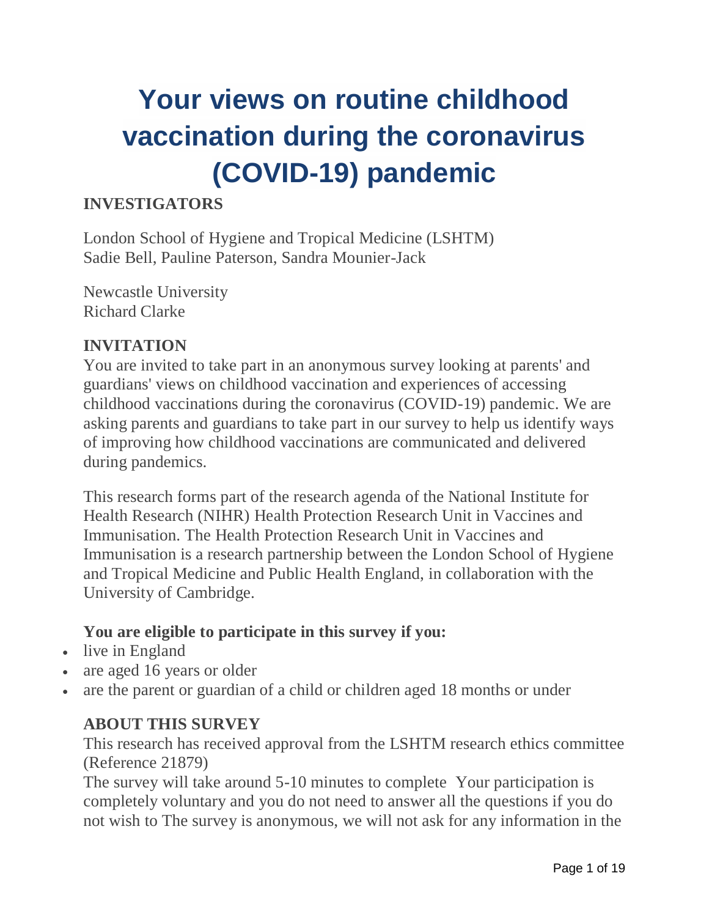# Your views on routine childhood vaccination during the coronavirus (COVID-19) pandemic

## INVESTIGATORS

London School of Hygiene and Tropical Medicine (LSHTM)
Sadie Bell, Pauline Paterson, Sandra Mounier-Jack

Newcastle University
Richard Clarke

## INVITATION

You are invited to take part in an anonymous survey looking at parents' and guardians' views on childhood vaccination and experiences of accessing childhood vaccinations during the coronavirus (COVID-19) pandemic. We are asking parents and guardians to take part in our survey to help us identify ways of improving how childhood vaccinations are communicated and delivered during pandemics.

This research forms part of the research agenda of the National Institute for Health Research (NIHR) Health Protection Research Unit in Vaccines and Immunisation. The Health Protection Research Unit in Vaccines and Immunisation is a research partnership between the London School of Hygiene and Tropical Medicine and Public Health England, in collaboration with the University of Cambridge.

**You are eligible to participate in this survey if you:**

- live in England
- are aged 16 years or older
- are the parent or guardian of a child or children aged 18 months or under

## ABOUT THIS SURVEY

This research has received approval from the LSHTM research ethics committee (Reference 21879)

The survey will take around 5-10 minutes to complete Your participation is completely voluntary and you do not need to answer all the questions if you do not wish to The survey is anonymous, we will not ask for any information in the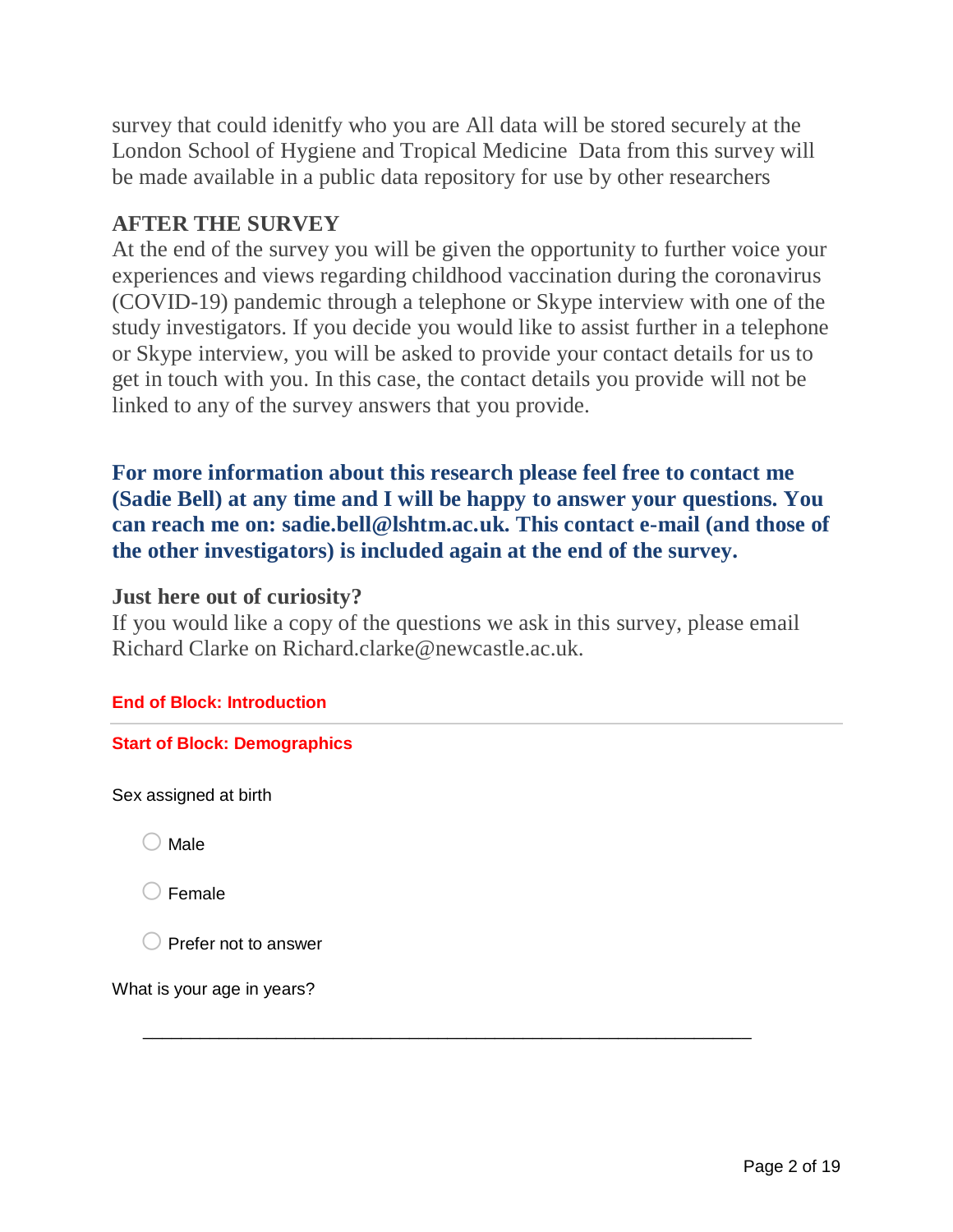survey that could idenitfy who you are All data will be stored securely at the London School of Hygiene and Tropical Medicine  Data from this survey will be made available in a public data repository for use by other researchers

**AFTER THE SURVEY**
At the end of the survey you will be given the opportunity to further voice your experiences and views regarding childhood vaccination during the coronavirus (COVID-19) pandemic through a telephone or Skype interview with one of the study investigators. If you decide you would like to assist further in a telephone or Skype interview, you will be asked to provide your contact details for us to get in touch with you. In this case, the contact details you provide will not be linked to any of the survey answers that you provide.

**For more information about this research please feel free to contact me (Sadie Bell) at any time and I will be happy to answer your questions. You can reach me on: sadie.bell@lshtm.ac.uk. This contact e-mail (and those of the other investigators) is included again at the end of the survey.**

**Just here out of curiosity?**
If you would like a copy of the questions we ask in this survey, please email Richard Clarke on Richard.clarke@newcastle.ac.uk.

**End of Block: Introduction**

---

**Start of Block: Demographics**

Sex assigned at birth

- ○ Male
- ○ Female
- ○ Prefer not to answer

What is your age in years?

________________________________________________________________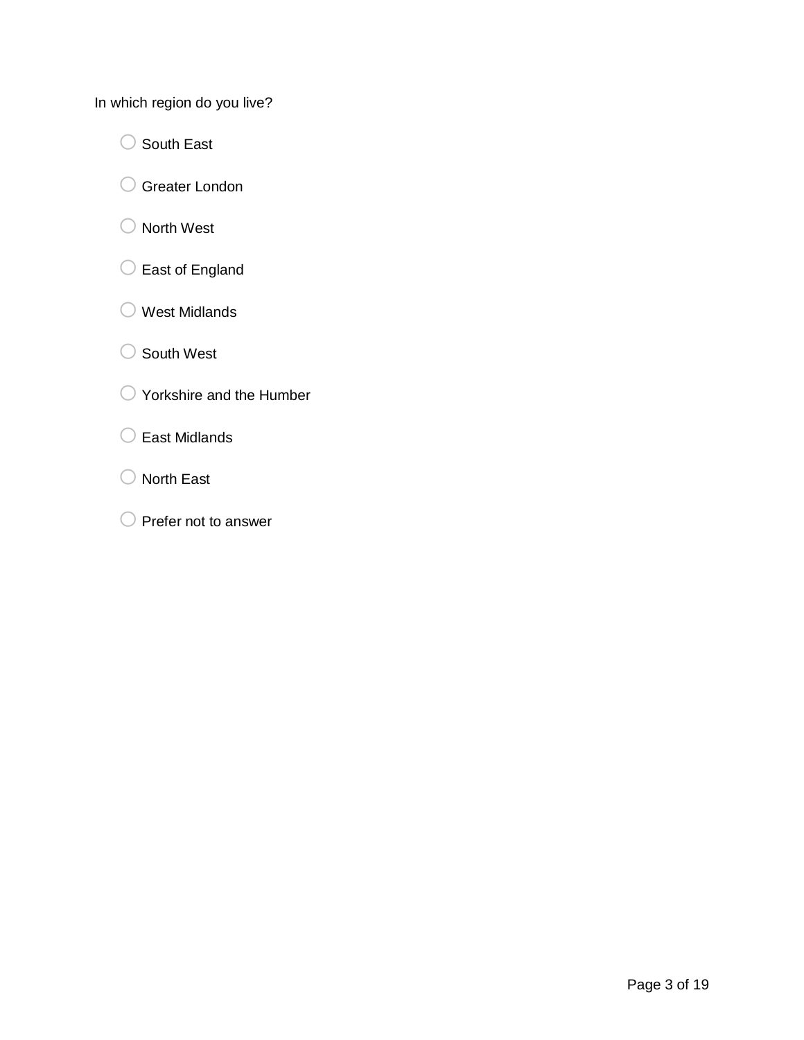In which region do you live?

- ○ South East
- ○ Greater London
- ○ North West
- ○ East of England
- ○ West Midlands
- ○ South West
- ○ Yorkshire and the Humber
- ○ East Midlands
- ○ North East
- ○ Prefer not to answer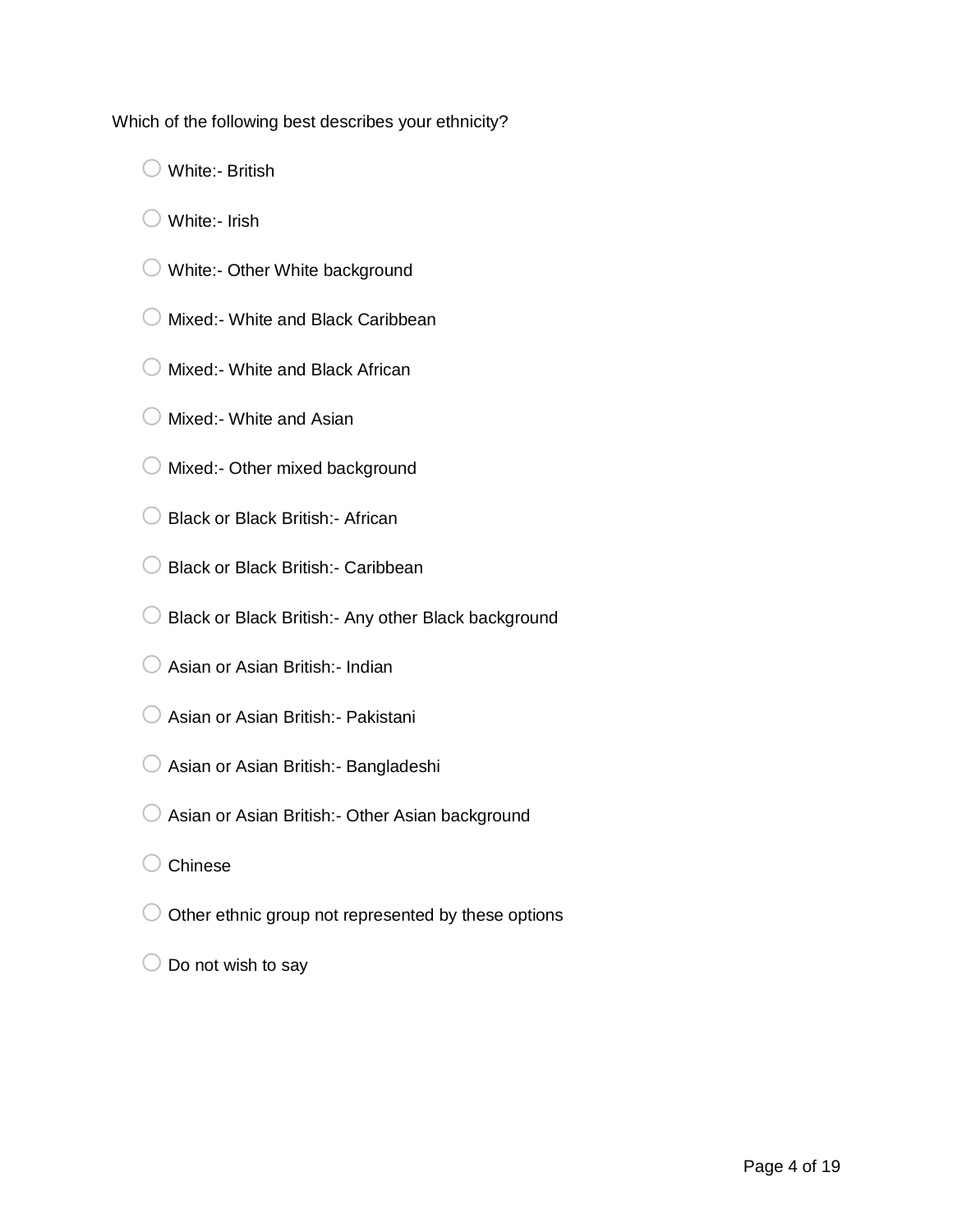Which of the following best describes your ethnicity?

- White:- British
- White:- Irish
- White:- Other White background
- Mixed:- White and Black Caribbean
- Mixed:- White and Black African
- Mixed:- White and Asian
- Mixed:- Other mixed background
- Black or Black British:- African
- Black or Black British:- Caribbean
- Black or Black British:- Any other Black background
- Asian or Asian British:- Indian
- Asian or Asian British:- Pakistani
- Asian or Asian British:- Bangladeshi
- Asian or Asian British:- Other Asian background
- Chinese
- Other ethnic group not represented by these options
- Do not wish to say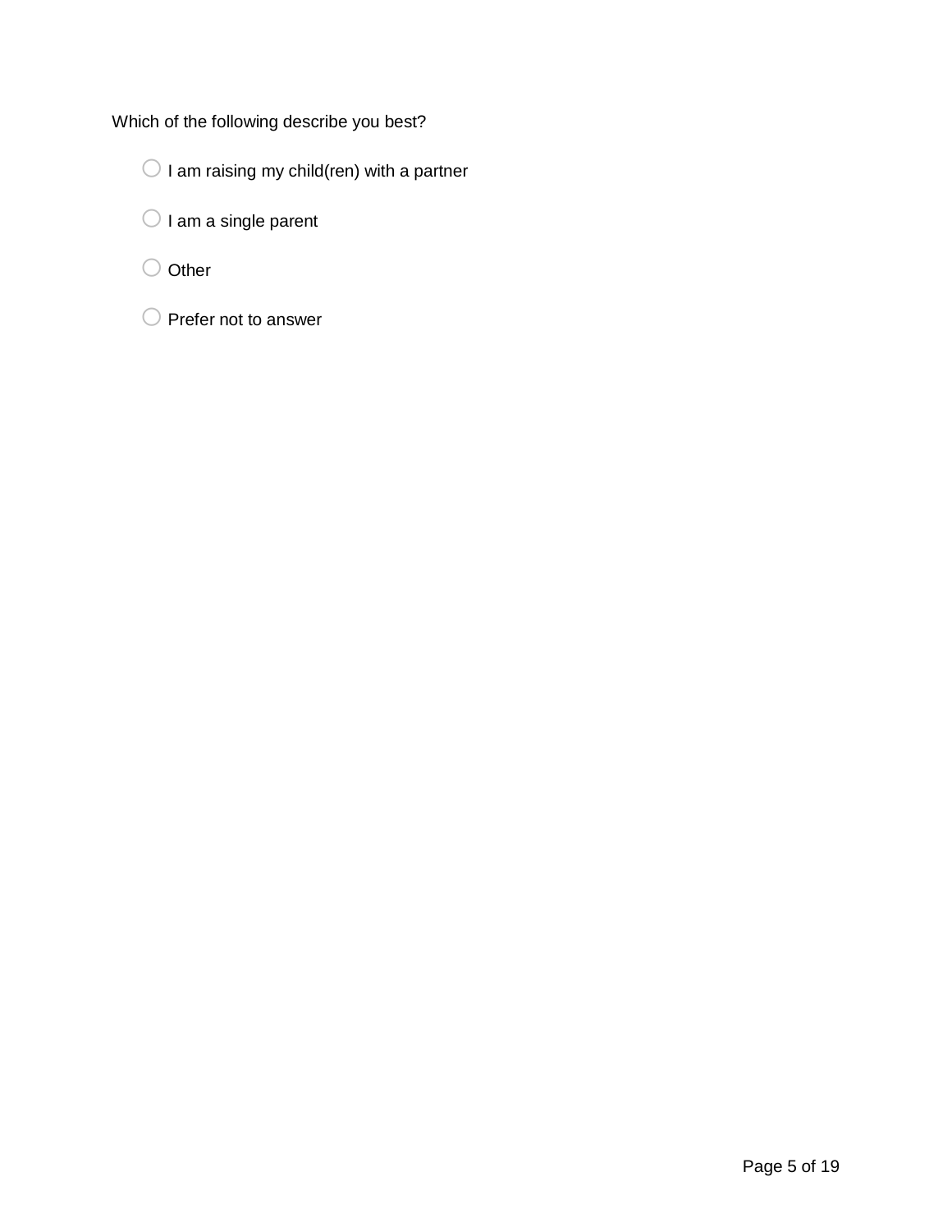Which of the following describe you best?

- ○ I am raising my child(ren) with a partner
- ○ I am a single parent
- ○ Other
- ○ Prefer not to answer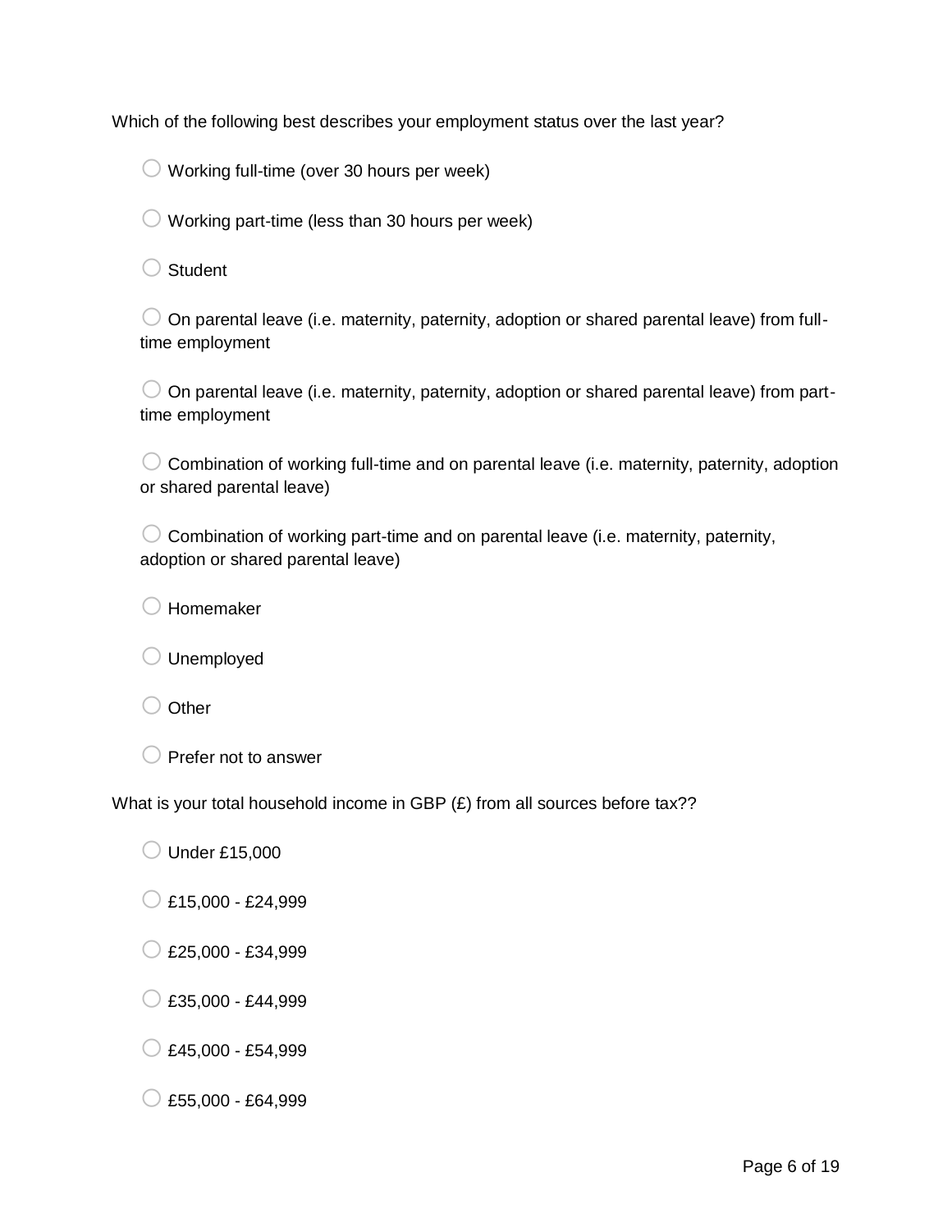Which of the following best describes your employment status over the last year?

- ○ Working full-time (over 30 hours per week)
- ○ Working part-time (less than 30 hours per week)
- ○ Student
- ○ On parental leave (i.e. maternity, paternity, adoption or shared parental leave) from full-time employment
- ○ On parental leave (i.e. maternity, paternity, adoption or shared parental leave) from part-time employment
- ○ Combination of working full-time and on parental leave (i.e. maternity, paternity, adoption or shared parental leave)
- ○ Combination of working part-time and on parental leave (i.e. maternity, paternity, adoption or shared parental leave)
- ○ Homemaker
- ○ Unemployed
- ○ Other
- ○ Prefer not to answer

What is your total household income in GBP (£) from all sources before tax??

- ○ Under £15,000
- ○ £15,000 - £24,999
- ○ £25,000 - £34,999
- ○ £35,000 - £44,999
- ○ £45,000 - £54,999
- ○ £55,000 - £64,999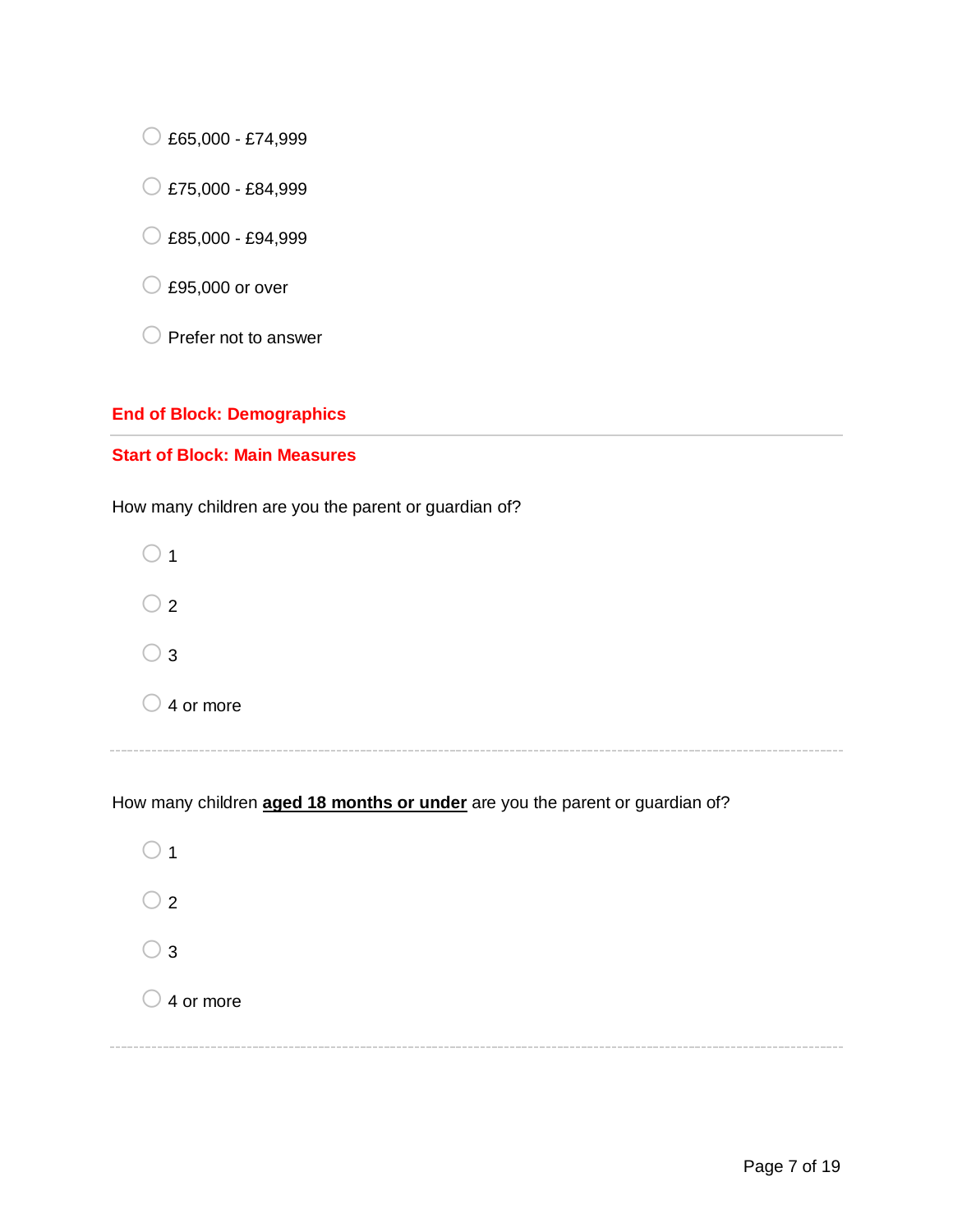- £65,000 - £74,999
- £75,000 - £84,999
- £85,000 - £94,999
- £95,000 or over
- Prefer not to answer

**End of Block: Demographics**

---

**Start of Block: Main Measures**

How many children are you the parent or guardian of?

- 1
- 2
- 3
- 4 or more

---

How many children **aged 18 months or under** are you the parent or guardian of?

- 1
- 2
- 3
- 4 or more

---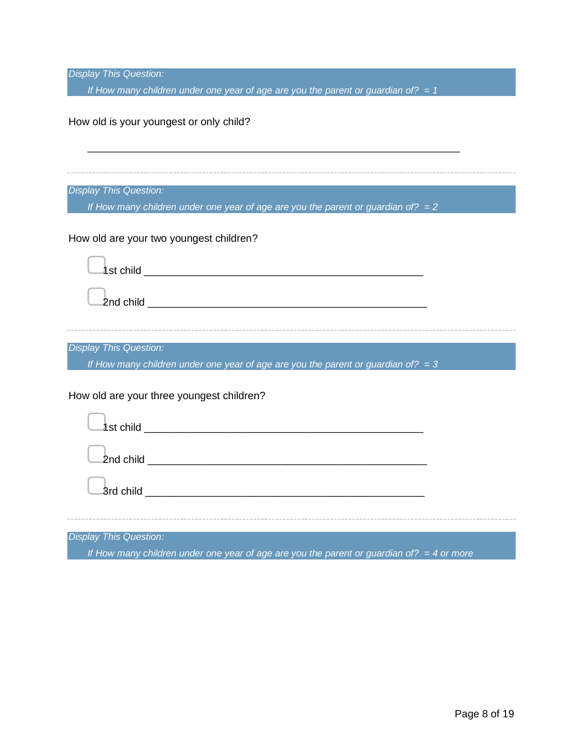*Display This Question:*

*If How many children under one year of age are you the parent or guardian of? = 1*

How old is your youngest or only child?

________________________________________________________________

---

*Display This Question:*

*If How many children under one year of age are you the parent or guardian of? = 2*

How old are your two youngest children?

- ▢ 1st child ________________________________________________
- ▢ 2nd child ________________________________________________

---

*Display This Question:*

*If How many children under one year of age are you the parent or guardian of? = 3*

How old are your three youngest children?

- ▢ 1st child ________________________________________________
- ▢ 2nd child ________________________________________________
- ▢ 3rd child ________________________________________________

---

*Display This Question:*

*If How many children under one year of age are you the parent or guardian of? = 4 or more*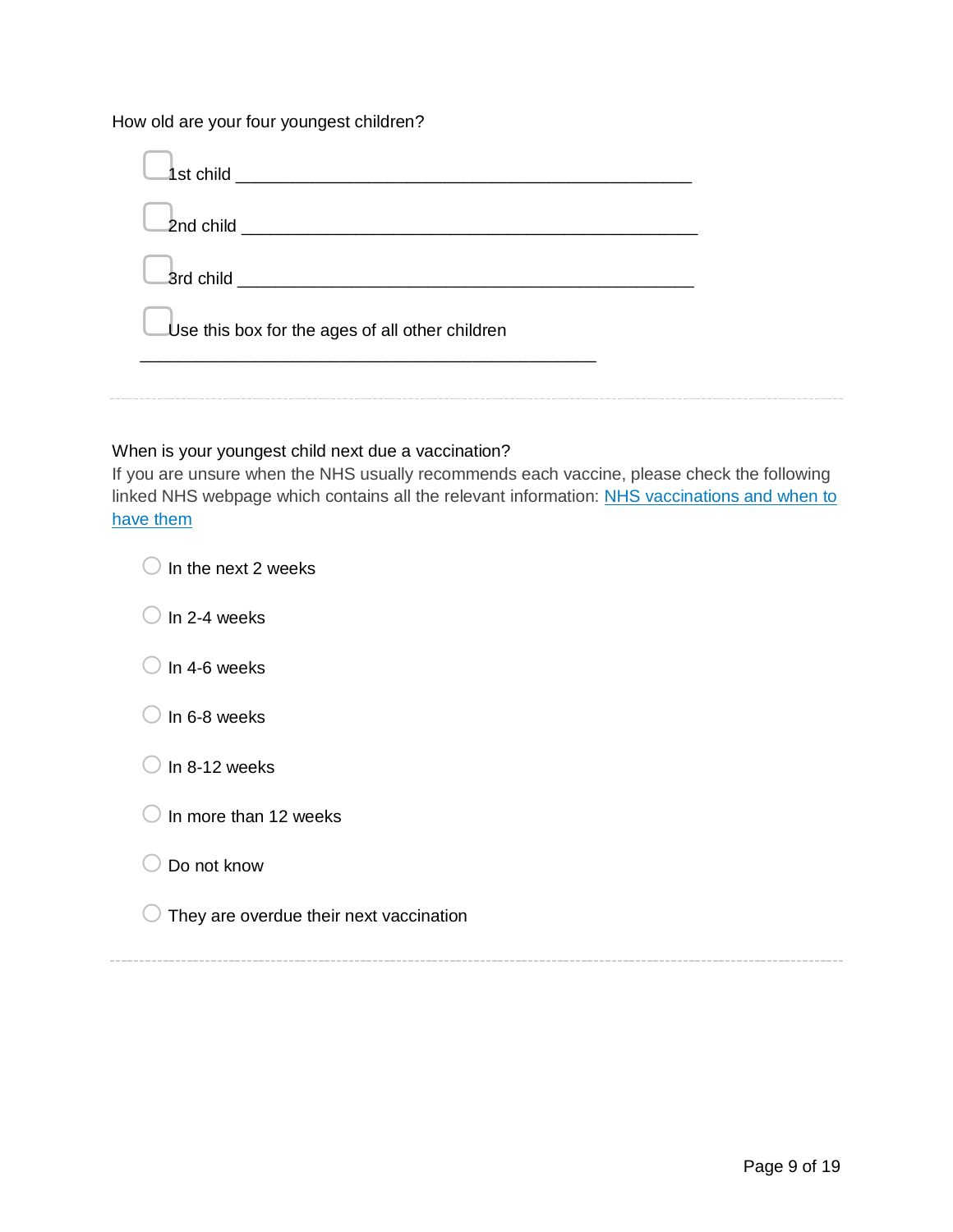How old are your four youngest children?

- [ ] 1st child ____________________________________________
- [ ] 2nd child ____________________________________________
- [ ] 3rd child ____________________________________________
- [ ] Use this box for the ages of all other children

____________________________________________

---

When is your youngest child next due a vaccination?

If you are unsure when the NHS usually recommends each vaccine, please check the following linked NHS webpage which contains all the relevant information: [NHS vaccinations and when to have them]

- ○ In the next 2 weeks
- ○ In 2-4 weeks
- ○ In 4-6 weeks
- ○ In 6-8 weeks
- ○ In 8-12 weeks
- ○ In more than 12 weeks
- ○ Do not know
- ○ They are overdue their next vaccination

---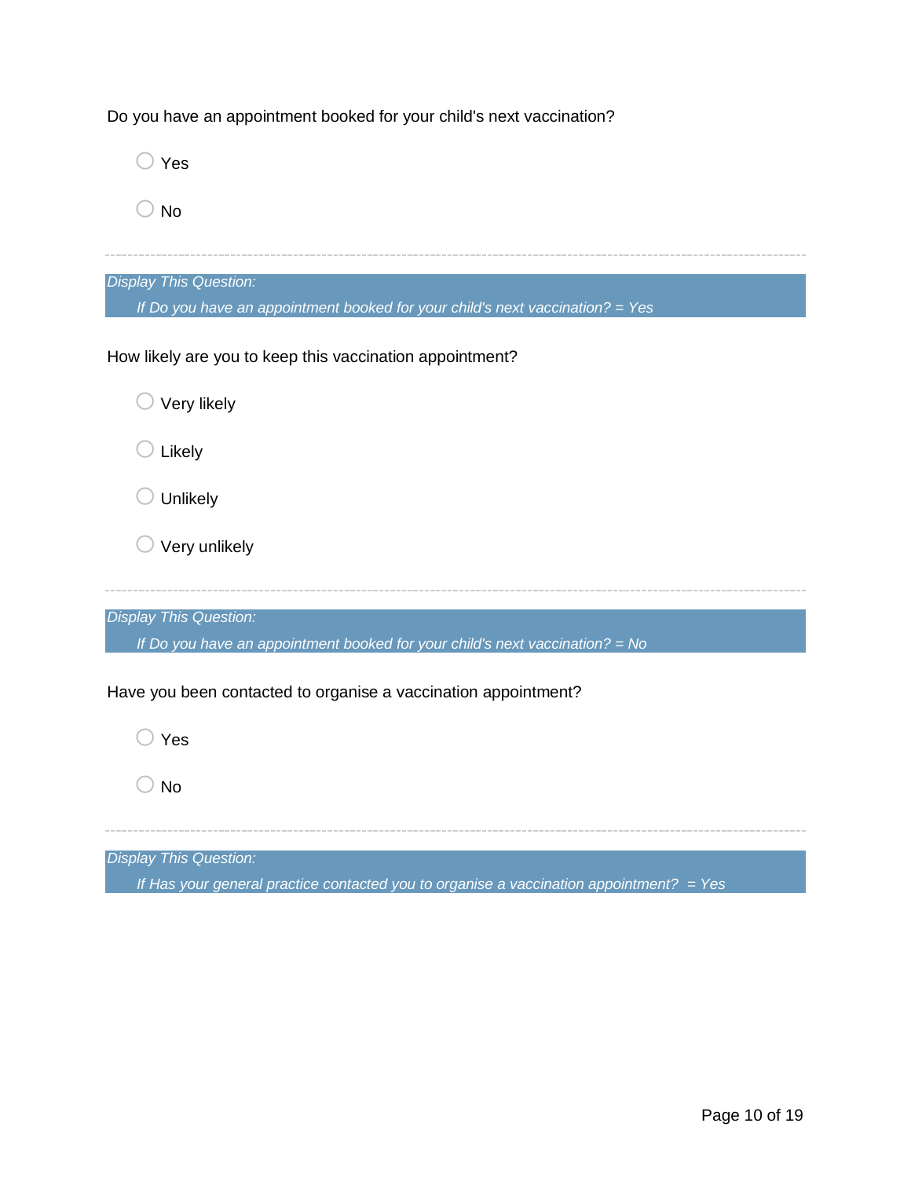Do you have an appointment booked for your child's next vaccination?

- ◯ Yes
- ◯ No

---

*Display This Question:*

*If Do you have an appointment booked for your child's next vaccination? = Yes*

How likely are you to keep this vaccination appointment?

- ◯ Very likely
- ◯ Likely
- ◯ Unlikely
- ◯ Very unlikely

---

*Display This Question:*

*If Do you have an appointment booked for your child's next vaccination? = No*

Have you been contacted to organise a vaccination appointment?

- ◯ Yes
- ◯ No

---

*Display This Question:*

*If Has your general practice contacted you to organise a vaccination appointment?  = Yes*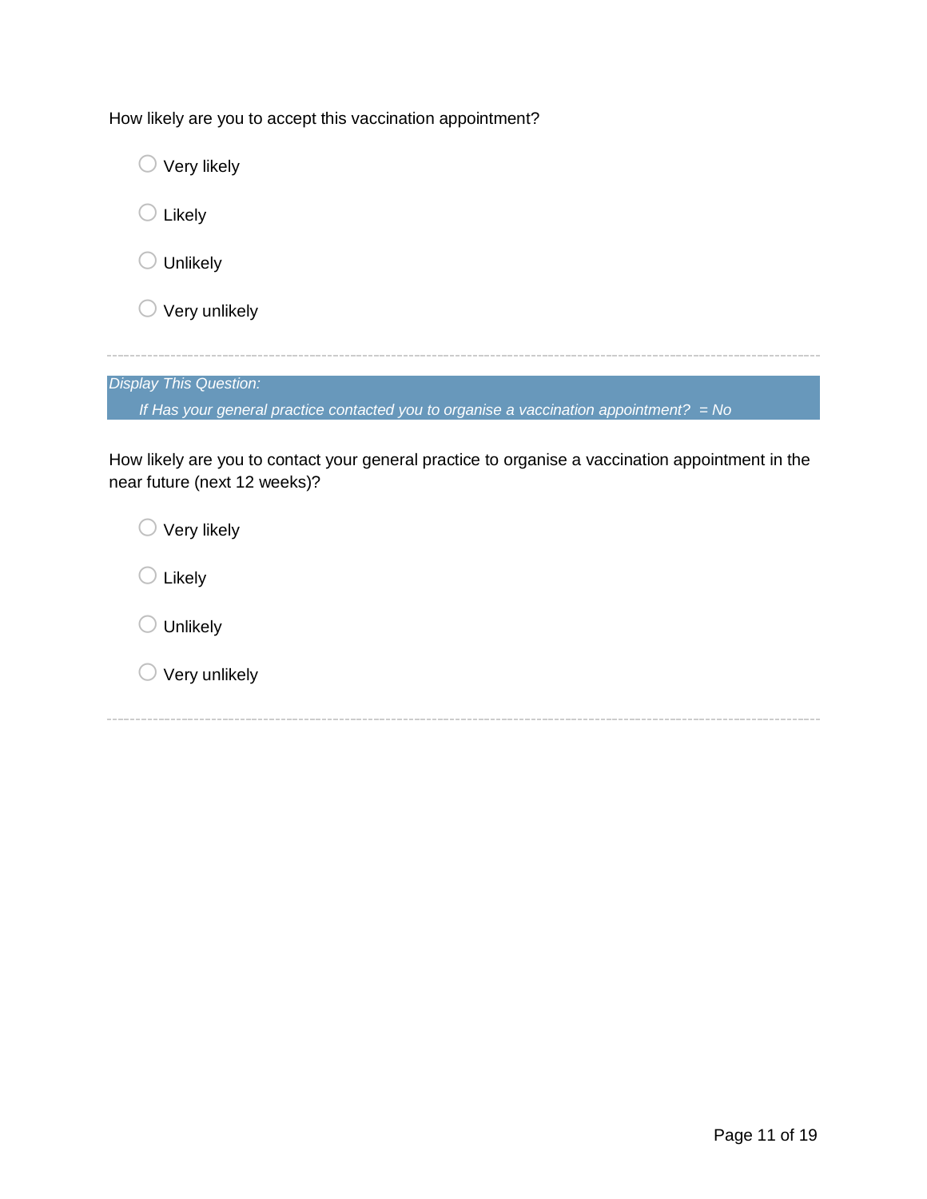How likely are you to accept this vaccination appointment?

- ○ Very likely
- ○ Likely
- ○ Unlikely
- ○ Very unlikely

---

*Display This Question:*

*If Has your general practice contacted you to organise a vaccination appointment? = No*

How likely are you to contact your general practice to organise a vaccination appointment in the near future (next 12 weeks)?

- ○ Very likely
- ○ Likely
- ○ Unlikely
- ○ Very unlikely

---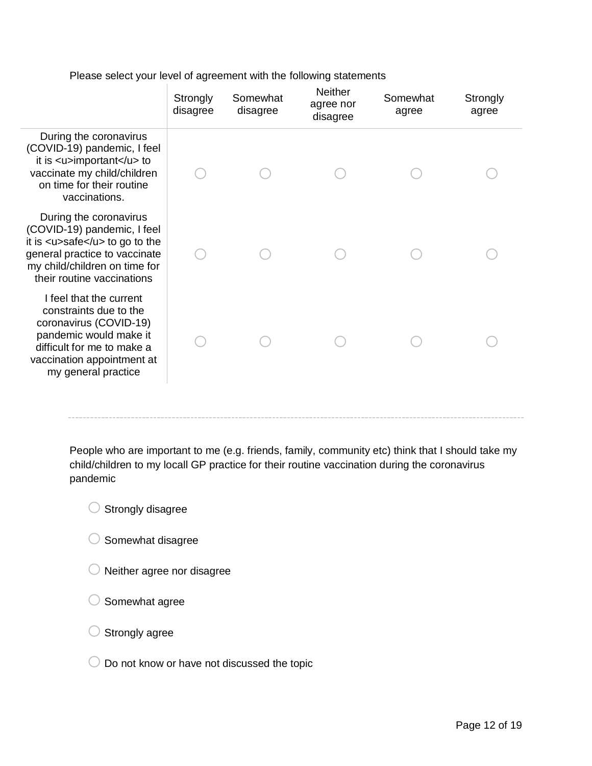Please select your level of agreement with the following statements

| | Strongly disagree | Somewhat disagree | Neither agree nor disagree | Somewhat agree | Strongly agree |
|---|---|---|---|---|---|
| During the coronavirus (COVID-19) pandemic, I feel it is <u>important</u> to vaccinate my child/children on time for their routine vaccinations. | ○ | ○ | ○ | ○ | ○ |
| During the coronavirus (COVID-19) pandemic, I feel it is <u>safe</u> to go to the general practice to vaccinate my child/children on time for their routine vaccinations | ○ | ○ | ○ | ○ | ○ |
| I feel that the current constraints due to the coronavirus (COVID-19) pandemic would make it difficult for me to make a vaccination appointment at my general practice | ○ | ○ | ○ | ○ | ○ |

---

People who are important to me (e.g. friends, family, community etc) think that I should take my child/children to my locall GP practice for their routine vaccination during the coronavirus pandemic

○ Strongly disagree

○ Somewhat disagree

○ Neither agree nor disagree

○ Somewhat agree

○ Strongly agree

○ Do not know or have not discussed the topic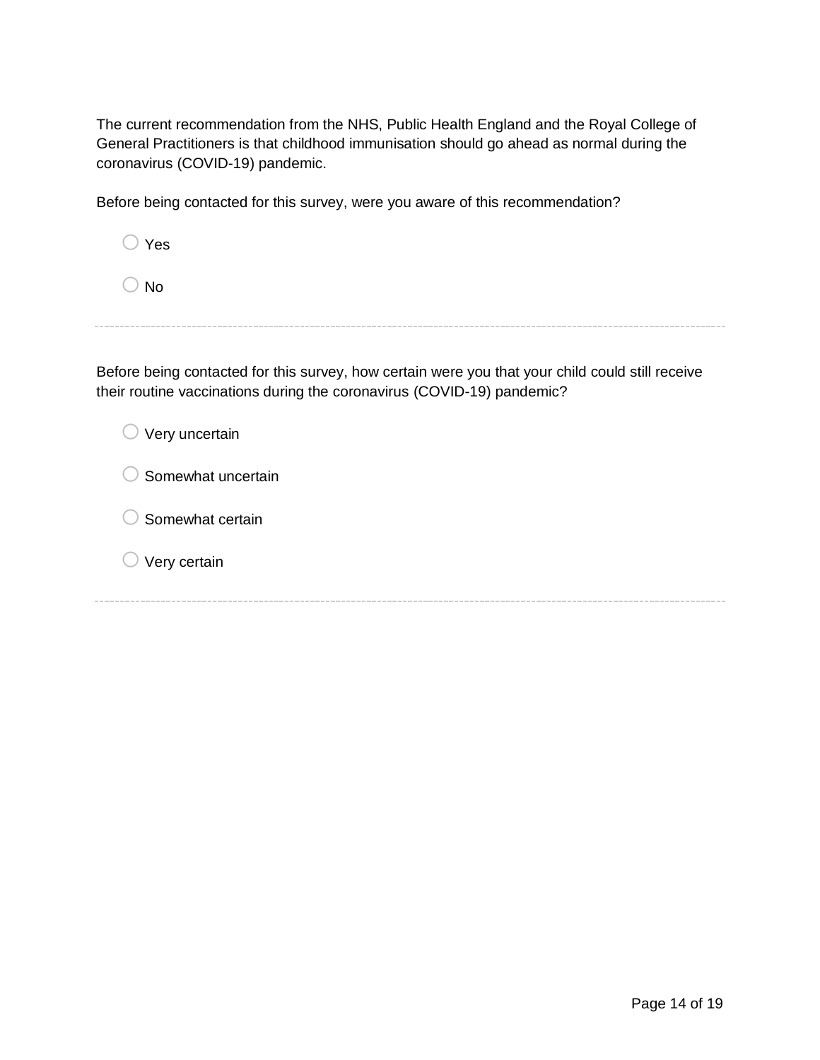The current recommendation from the NHS, Public Health England and the Royal College of General Practitioners is that childhood immunisation should go ahead as normal during the coronavirus (COVID-19) pandemic.

Before being contacted for this survey, were you aware of this recommendation?

- ◯ Yes
- ◯ No

---

Before being contacted for this survey, how certain were you that your child could still receive their routine vaccinations during the coronavirus (COVID-19) pandemic?

- ◯ Very uncertain
- ◯ Somewhat uncertain
- ◯ Somewhat certain
- ◯ Very certain

---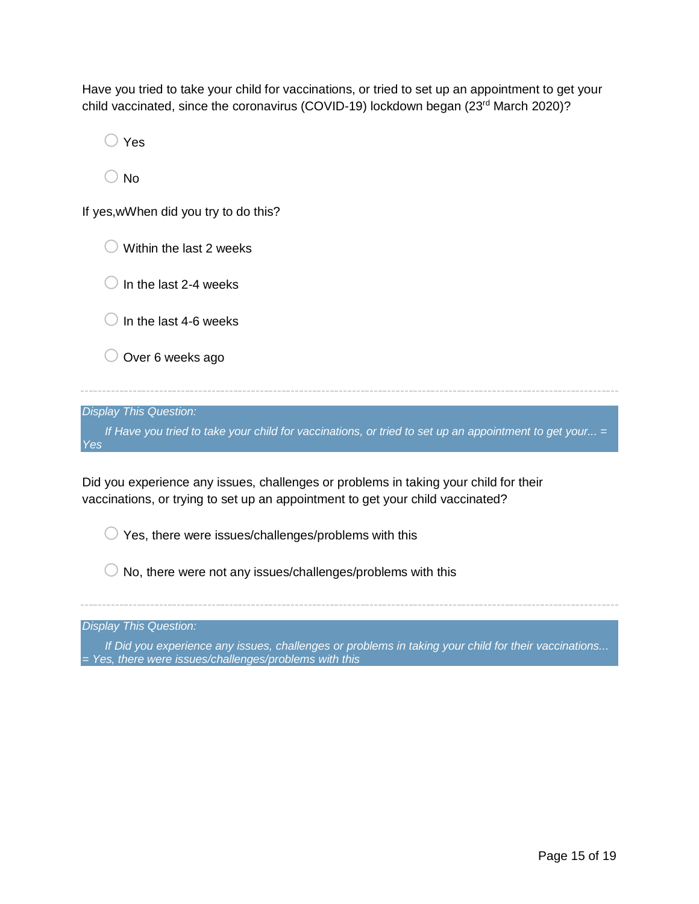Have you tried to take your child for vaccinations, or tried to set up an appointment to get your child vaccinated, since the coronavirus (COVID-19) lockdown began (23rd March 2020)?

- ◯ Yes
- ◯ No

If yes,wWhen did you try to do this?

- ◯ Within the last 2 weeks
- ◯ In the last 2-4 weeks
- ◯ In the last 4-6 weeks
- ◯ Over 6 weeks ago

---

*Display This Question:*

*If Have you tried to take your child for vaccinations, or tried to set up an appointment to get your... = Yes*

Did you experience any issues, challenges or problems in taking your child for their vaccinations, or trying to set up an appointment to get your child vaccinated?

- ◯ Yes, there were issues/challenges/problems with this
- ◯ No, there were not any issues/challenges/problems with this

---

*Display This Question:*

*If Did you experience any issues, challenges or problems in taking your child for their vaccinations... = Yes, there were issues/challenges/problems with this*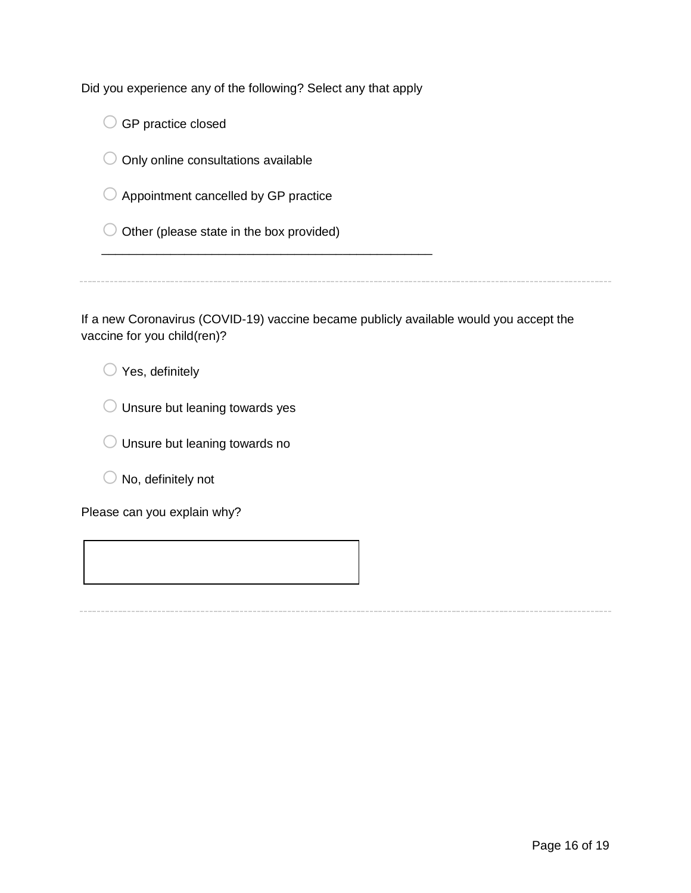Did you experience any of the following? Select any that apply

- ○ GP practice closed
- ○ Only online consultations available
- ○ Appointment cancelled by GP practice
- ○ Other (please state in the box provided)

\_\_\_\_\_\_\_\_\_\_\_\_\_\_\_\_\_\_\_\_\_\_\_\_\_\_\_\_\_\_\_\_\_\_\_\_\_\_\_\_\_\_\_\_

---

If a new Coronavirus (COVID-19) vaccine became publicly available would you accept the vaccine for you child(ren)?

- ○ Yes, definitely
- ○ Unsure but leaning towards yes
- ○ Unsure but leaning towards no
- ○ No, definitely not

Please can you explain why?

| |
|---|
| |

---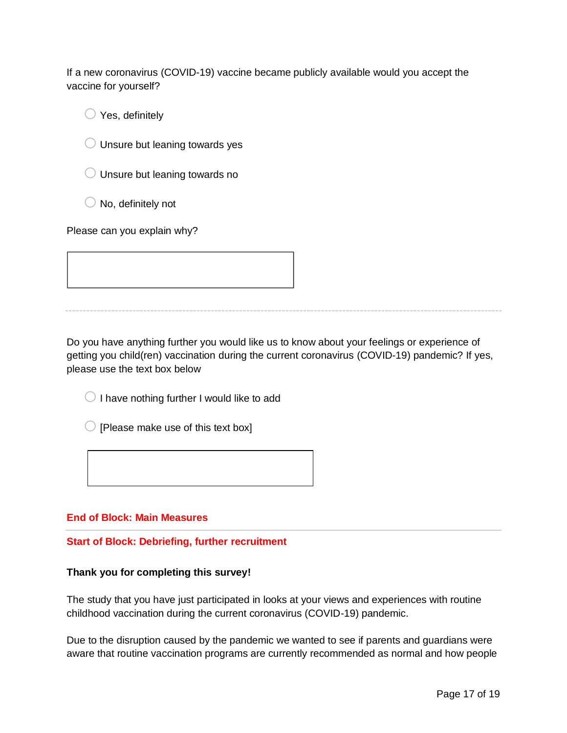If a new coronavirus (COVID-19) vaccine became publicly available would you accept the vaccine for yourself?

- ○ Yes, definitely
- ○ Unsure but leaning towards yes
- ○ Unsure but leaning towards no
- ○ No, definitely not

Please can you explain why?

________________________________

---

Do you have anything further you would like us to know about your feelings or experience of getting you child(ren) vaccination during the current coronavirus (COVID-19) pandemic? If yes, please use the text box below

- ○ I have nothing further I would like to add
- ○ [Please make use of this text box]

________________________________

**End of Block: Main Measures**

---

**Start of Block: Debriefing, further recruitment**

**Thank you for completing this survey!**

The study that you have just participated in looks at your views and experiences with routine childhood vaccination during the current coronavirus (COVID-19) pandemic.

Due to the disruption caused by the pandemic we wanted to see if parents and guardians were aware that routine vaccination programs are currently recommended as normal and how people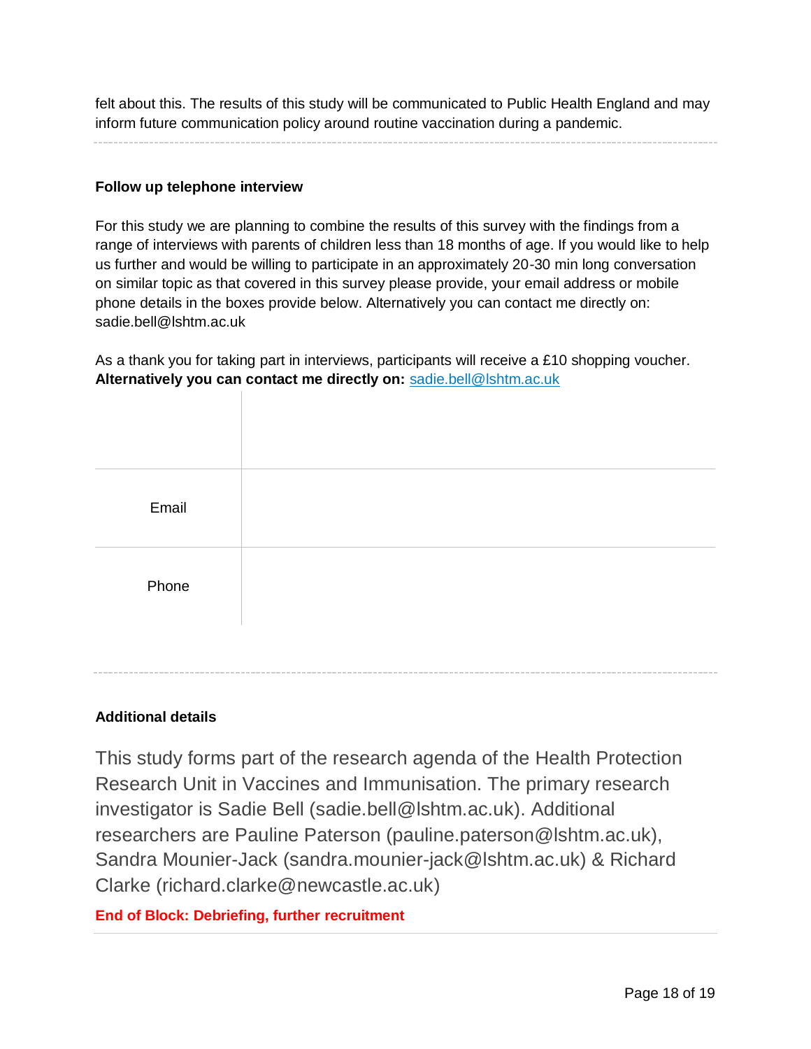felt about this. The results of this study will be communicated to Public Health England and may inform future communication policy around routine vaccination during a pandemic.

---

**Follow up telephone interview**

For this study we are planning to combine the results of this survey with the findings from a range of interviews with parents of children less than 18 months of age. If you would like to help us further and would be willing to participate in an approximately 20-30 min long conversation on similar topic as that covered in this survey please provide, your email address or mobile phone details in the boxes provide below. Alternatively you can contact me directly on: sadie.bell@lshtm.ac.uk

As a thank you for taking part in interviews, participants will receive a £10 shopping voucher.
**Alternatively you can contact me directly on:** sadie.bell@lshtm.ac.uk

| | |
|---|---|
| Email | |
| Phone | |

---

**Additional details**

This study forms part of the research agenda of the Health Protection Research Unit in Vaccines and Immunisation. The primary research investigator is Sadie Bell (sadie.bell@lshtm.ac.uk). Additional researchers are Pauline Paterson (pauline.paterson@lshtm.ac.uk), Sandra Mounier-Jack (sandra.mounier-jack@lshtm.ac.uk) & Richard Clarke (richard.clarke@newcastle.ac.uk)

**End of Block: Debriefing, further recruitment**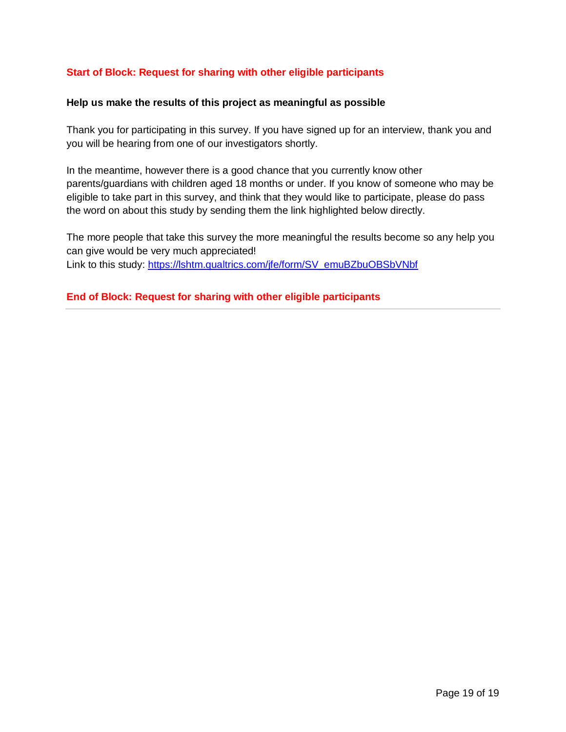**Start of Block: Request for sharing with other eligible participants**

**Help us make the results of this project as meaningful as possible**

Thank you for participating in this survey. If you have signed up for an interview, thank you and you will be hearing from one of our investigators shortly.

In the meantime, however there is a good chance that you currently know other parents/guardians with children aged 18 months or under. If you know of someone who may be eligible to take part in this survey, and think that they would like to participate, please do pass the word on about this study by sending them the link highlighted below directly.

The more people that take this survey the more meaningful the results become so any help you can give would be very much appreciated!
Link to this study: https://lshtm.qualtrics.com/jfe/form/SV_emuBZbuOBSbVNbf

**End of Block: Request for sharing with other eligible participants**

---